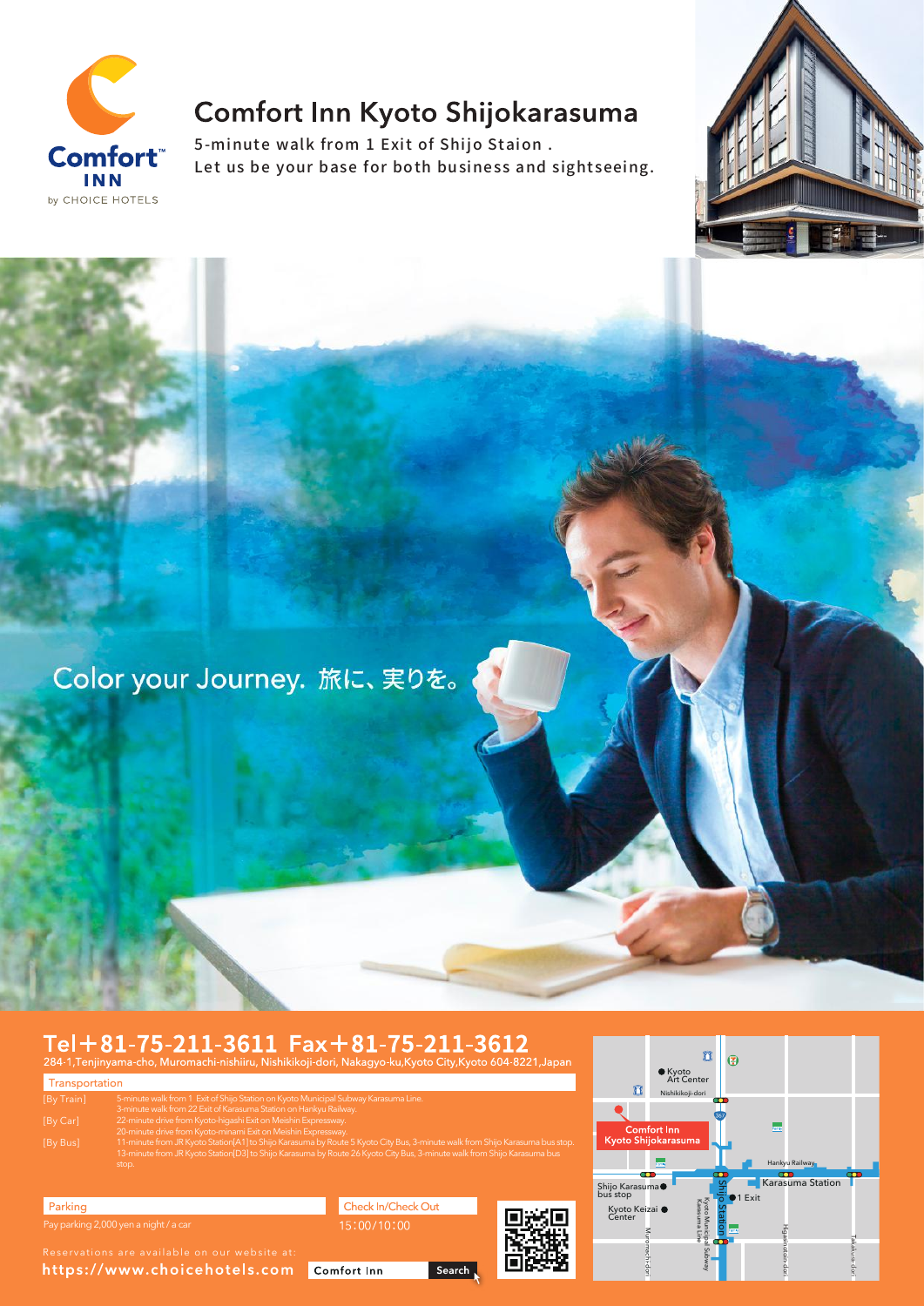Comfort INN by CHOICE HOTELS

# Comfort Inn Kyoto Shijokarasuma

5-minute walk from 1 Exit of Shijo Staion .
Let us be your base for both business and sightseeing.

Color your Journey. 旅に、実りを。

## Tel＋81-75-211-3611 Fax＋81-75-211-3612

284-1,Tenjinyama-cho, Muromachi-nishiiru, Nishikikoji-dori, Nakagyo-ku,Kyoto City,Kyoto 604-8221,Japan

### Transportation

[By Train] 5-minute walk from 1 Exit of Shijo Station on Kyoto Municipal Subway Karasuma Line.
3-minute walk from 22 Exit of Karasuma Station on Hankyu Railway.

[By Car] 22-minute drive from Kyoto-higashi Exit on Meishin Expressway.
20-minute drive from Kyoto-minami Exit on Meishin Expressway.

[By Bus] 11-minute from JR Kyoto Station[A1] to Shijo Karasuma by Route 5 Kyoto City Bus, 3-minute walk from Shijo Karasuma bus stop.
13-minute from JR Kyoto Station[D3] to Shijo Karasuma by Route 26 Kyoto City Bus, 3-minute walk from Shijo Karasuma bus stop.

### Parking

Pay parking 2,000 yen a night / a car

### Check In/Check Out

15:00/10:00

Reservations are available on our website at:
https://www.choicehotels.com

Comfort Inn Search

Kyoto Art Center
Nishikikoji-dori
Comfort Inn Kyoto Shijokarasuma
Hankyu Railway
Shijo Karasuma bus stop
Karasuma Station
1 Exit
Kyoto Keizai Center
Shijo Station
Kyoto Municipal Subway Karasuma Line
Muromachi-dori
Higashinotoin-dori
Takakura-dori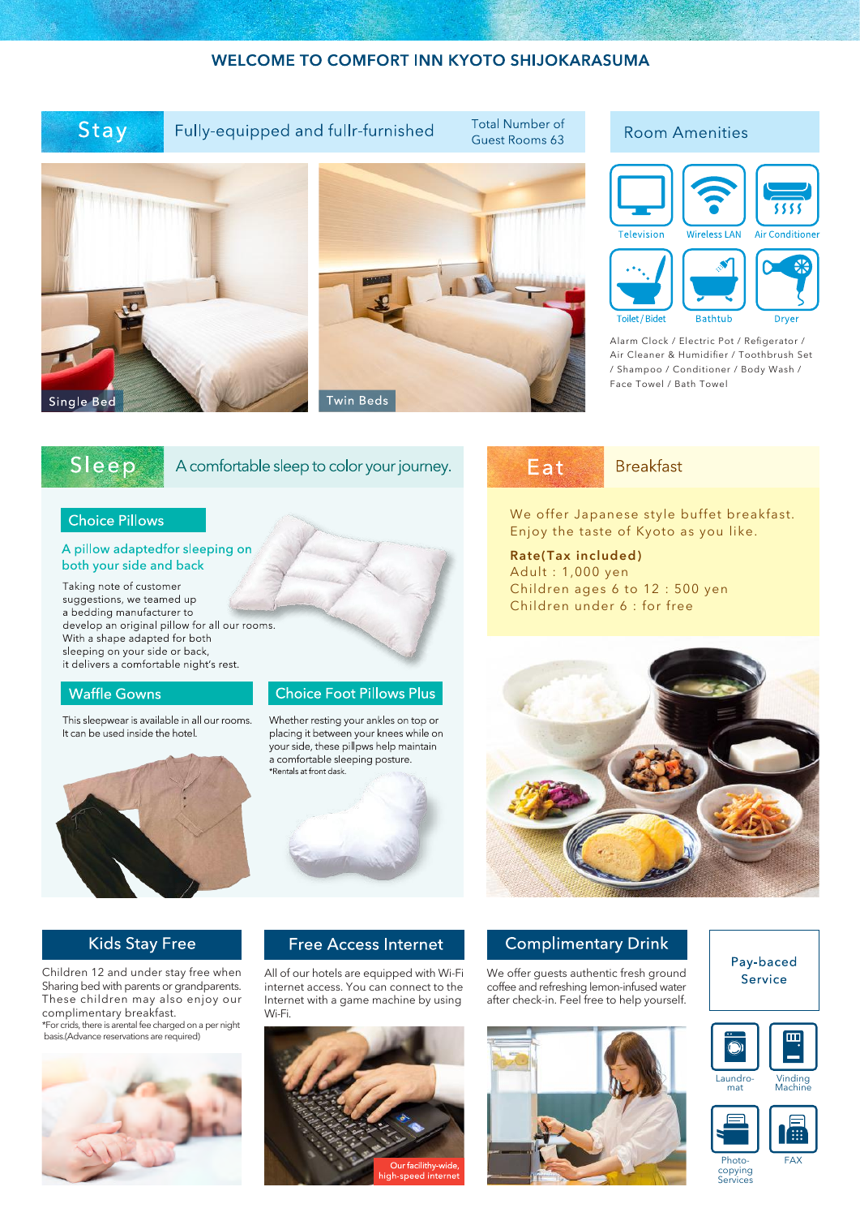# WELCOME TO COMFORT INN KYOTO SHIJOKARASUMA

## Stay

Fully-equipped and fullr-furnished

Total Number of Guest Rooms 63

Single Bed

Twin Beds

## Room Amenities

Television

Wireless LAN

Air Conditioner

Toilet / Bidet

Bathtub

Dryer

Alarm Clock / Electric Pot / Refigerator / Air Cleaner & Humidifier / Toothbrush Set / Shampoo / Conditioner / Body Wash / Face Towel / Bath Towel

## Sleep

A comfortable sleep to color your journey.

### Choice Pillows

A pillow adaptedfor sleeping on both your side and back

Taking note of customer suggestions, we teamed up a bedding manufacturer to develop an original pillow for all our rooms. With a shape adapted for both sleeping on your side or back, it delivers a comfortable night's rest.

### Waffle Gowns

This sleepwear is available in all our rooms. It can be used inside the hotel.

### Choice Foot Pillows Plus

Whether resting your ankles on top or placing it between your knees while on your side, these pillpws help maintain a comfortable sleeping posture.

*Rentals at front dask.

## Eat

Breakfast

We offer Japanese style buffet breakfast. Enjoy the taste of Kyoto as you like.

**Rate(Tax included)**

Adult : 1,000 yen

Children ages 6 to 12 : 500 yen

Children under 6 : for free

## Kids Stay Free

Children 12 and under stay free when Sharing bed with parents or grandparents. These children may also enjoy our complimentary breakfast.

*For crids, there is arental fee charged on a per night basis.(Advance reservations are required)

## Free Access Internet

All of our hotels are equipped with Wi-Fi internet access. You can connect to the Internet with a game machine by using Wi-Fi.

Our facillity-wide, high-speed internet

## Complimentary Drink

We offer guests authentic fresh ground coffee and refreshing lemon-infused water after check-in. Feel free to help yourself.

## Pay-baced Service

Laundro-mat

Vinding Machine

Photo-copying Services

FAX